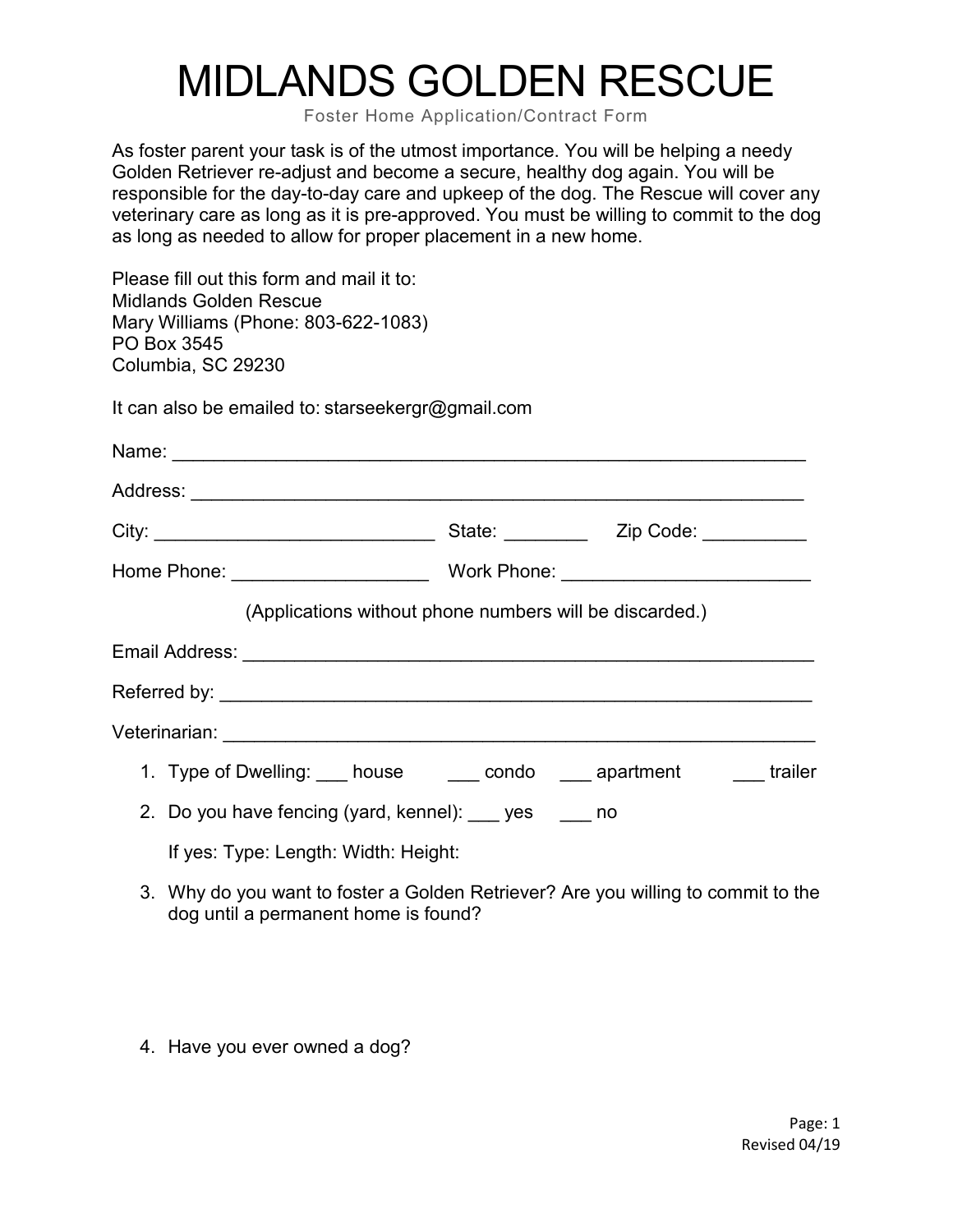# MIDLANDS GOLDEN RESCUE

Foster Home Application/Contract Form

As foster parent your task is of the utmost importance. You will be helping a needy Golden Retriever re-adjust and become a secure, healthy dog again. You will be responsible for the day-to-day care and upkeep of the dog. The Rescue will cover any veterinary care as long as it is pre-approved. You must be willing to commit to the dog as long as needed to allow for proper placement in a new home.

Please fill out this form and mail it to:
Midlands Golden Rescue
Mary Williams (Phone: 803-622-1083)
PO Box 3545
Columbia, SC 29230

It can also be emailed to: starseekergr@gmail.com

Name: ________________________________________________________________

Address: ______________________________________________________________

City: ___________________________ State: ________ Zip Code: __________

Home Phone: ___________________ Work Phone: ________________________

(Applications without phone numbers will be discarded.)

Email Address: _________________________________________________________

Referred by: ___________________________________________________________

Veterinarian: ___________________________________________________________

1. Type of Dwelling: ___ house ___ condo ___ apartment ___ trailer
2. Do you have fencing (yard, kennel): ___ yes ___ no

   If yes: Type: Length: Width: Height:
3. Why do you want to foster a Golden Retriever? Are you willing to commit to the dog until a permanent home is found?
4. Have you ever owned a dog?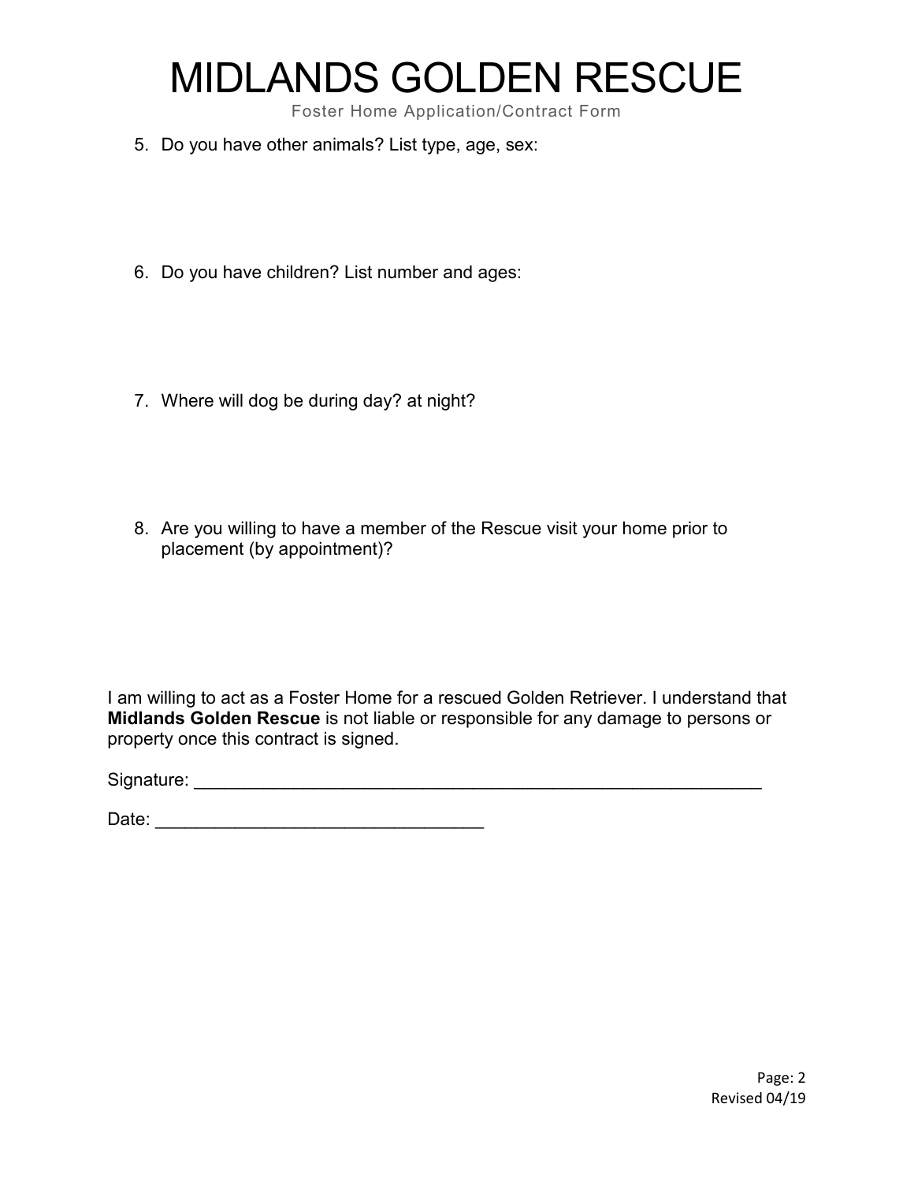# MIDLANDS GOLDEN RESCUE

Foster Home Application/Contract Form

5. Do you have other animals? List type, age, sex:

6. Do you have children? List number and ages:

7. Where will dog be during day? at night?

8. Are you willing to have a member of the Rescue visit your home prior to placement (by appointment)?

I am willing to act as a Foster Home for a rescued Golden Retriever. I understand that **Midlands Golden Rescue** is not liable or responsible for any damage to persons or property once this contract is signed.

Signature: ___________________________________________________________

Date: ________________________________

Revised 04/19